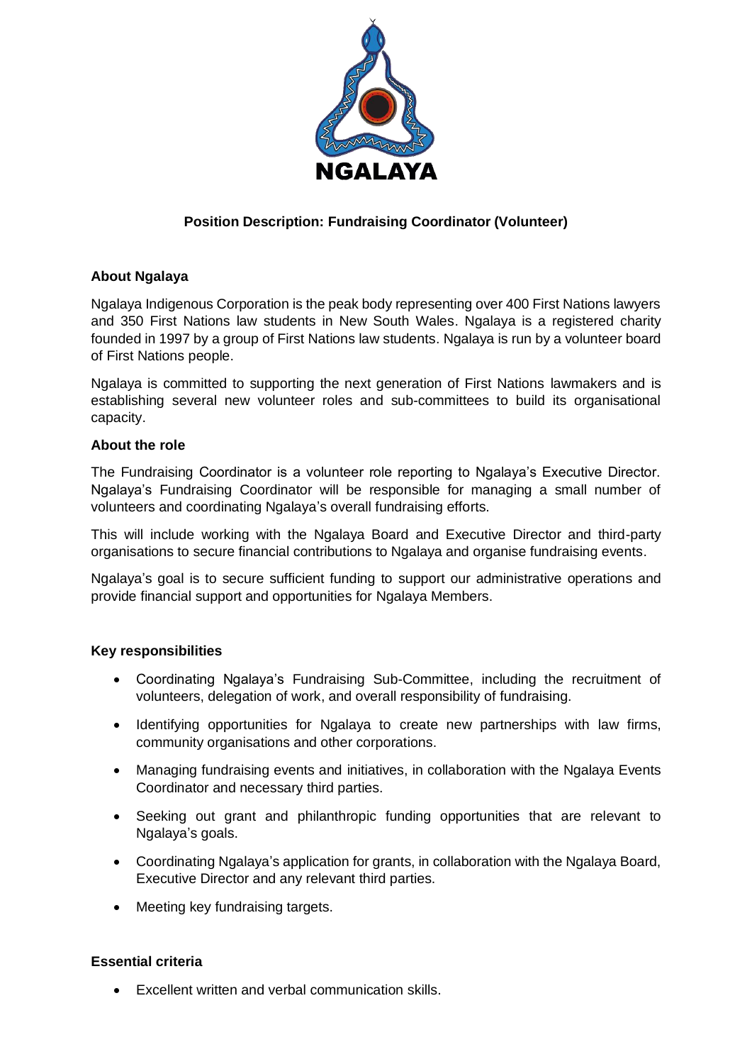NGALAYA

# Position Description: Fundraising Coordinator (Volunteer)

## About Ngalaya

Ngalaya Indigenous Corporation is the peak body representing over 400 First Nations lawyers and 350 First Nations law students in New South Wales. Ngalaya is a registered charity founded in 1997 by a group of First Nations law students. Ngalaya is run by a volunteer board of First Nations people.

Ngalaya is committed to supporting the next generation of First Nations lawmakers and is establishing several new volunteer roles and sub-committees to build its organisational capacity.

## About the role

The Fundraising Coordinator is a volunteer role reporting to Ngalaya's Executive Director. Ngalaya's Fundraising Coordinator will be responsible for managing a small number of volunteers and coordinating Ngalaya's overall fundraising efforts.

This will include working with the Ngalaya Board and Executive Director and third-party organisations to secure financial contributions to Ngalaya and organise fundraising events.

Ngalaya's goal is to secure sufficient funding to support our administrative operations and provide financial support and opportunities for Ngalaya Members.

## Key responsibilities

- Coordinating Ngalaya's Fundraising Sub-Committee, including the recruitment of volunteers, delegation of work, and overall responsibility of fundraising.
- Identifying opportunities for Ngalaya to create new partnerships with law firms, community organisations and other corporations.
- Managing fundraising events and initiatives, in collaboration with the Ngalaya Events Coordinator and necessary third parties.
- Seeking out grant and philanthropic funding opportunities that are relevant to Ngalaya's goals.
- Coordinating Ngalaya's application for grants, in collaboration with the Ngalaya Board, Executive Director and any relevant third parties.
- Meeting key fundraising targets.

## Essential criteria

- Excellent written and verbal communication skills.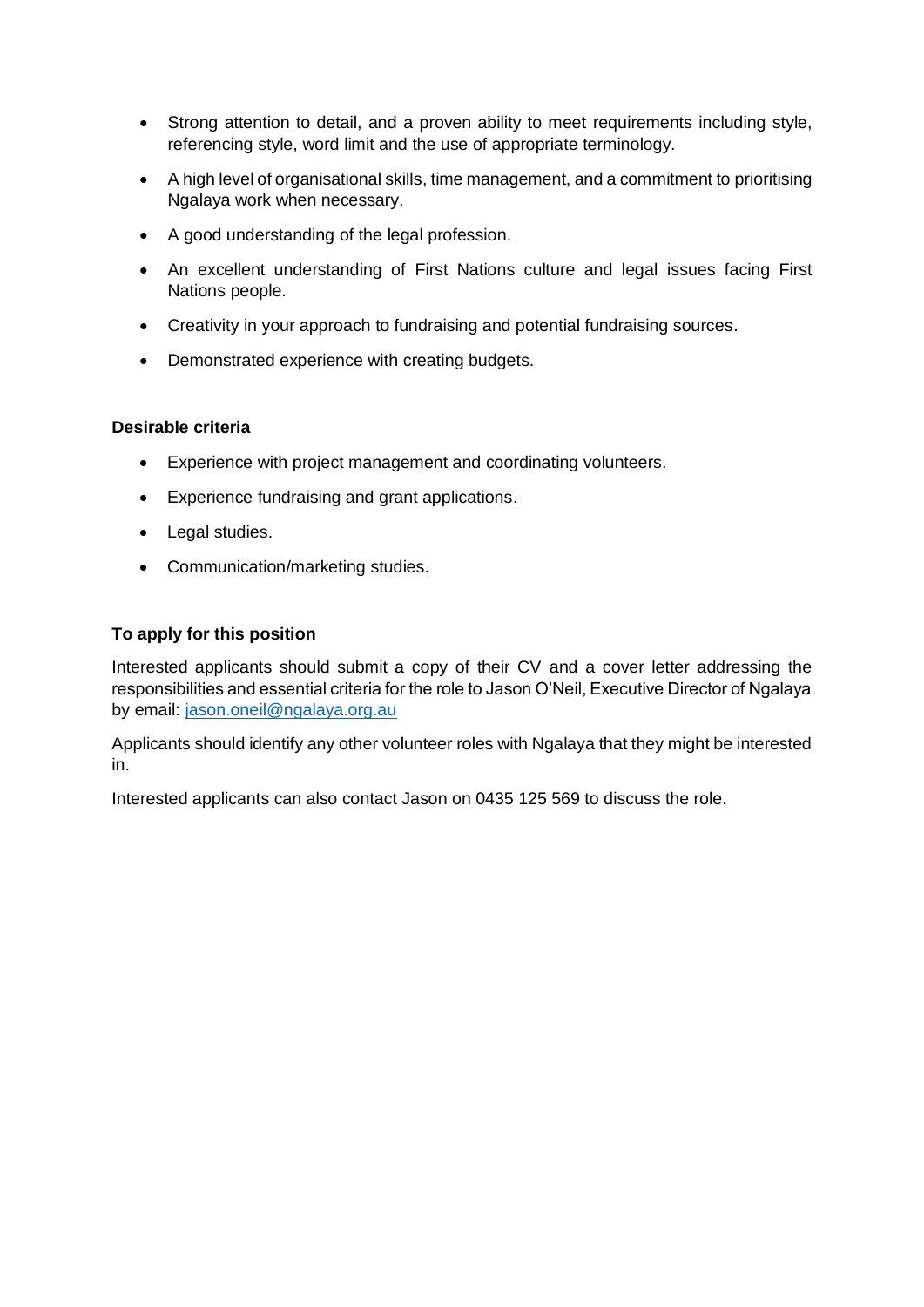- Strong attention to detail, and a proven ability to meet requirements including style, referencing style, word limit and the use of appropriate terminology.
- A high level of organisational skills, time management, and a commitment to prioritising Ngalaya work when necessary.
- A good understanding of the legal profession.
- An excellent understanding of First Nations culture and legal issues facing First Nations people.
- Creativity in your approach to fundraising and potential fundraising sources.
- Demonstrated experience with creating budgets.

**Desirable criteria**

- Experience with project management and coordinating volunteers.
- Experience fundraising and grant applications.
- Legal studies.
- Communication/marketing studies.

**To apply for this position**

Interested applicants should submit a copy of their CV and a cover letter addressing the responsibilities and essential criteria for the role to Jason O'Neil, Executive Director of Ngalaya by email: jason.oneil@ngalaya.org.au

Applicants should identify any other volunteer roles with Ngalaya that they might be interested in.

Interested applicants can also contact Jason on 0435 125 569 to discuss the role.